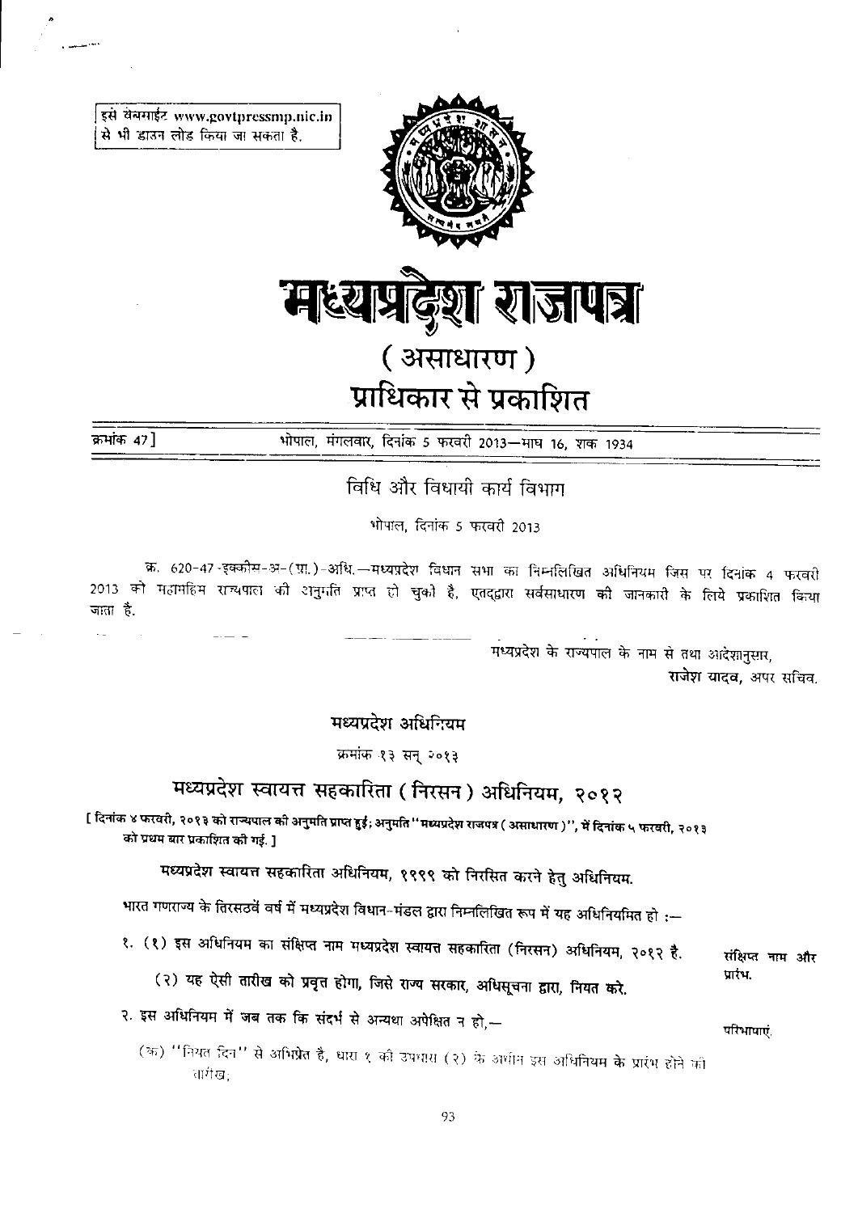इसे वेबसाईट www.govtpressmp.nic.in से भी डाउन लोड किया जा सकता है.

# मध्यप्रदेश राजपत्र

## ( असाधारण )

## प्राधिकार से प्रकाशित

क्रमांक 47 ] भोपाल, मंगलवार, दिनांक 5 फरवरी 2013—माघ 16, शक 1934

### विधि और विधायी कार्य विभाग

भोपाल, दिनांक 5 फरवरी 2013

क्र. 620-47-इक्कीस-अ-(प्रा.)-अधि.—मध्यप्रदेश विधान सभा का निम्नलिखित अधिनियम जिस पर दिनांक 4 फरवरी 2013 को महामहिम राज्यपाल की अनुमति प्राप्त हो चुकी है, एतद्द्वारा सर्वसाधारण की जानकारी के लिये प्रकाशित किया जाता है.

मध्यप्रदेश के राज्यपाल के नाम से तथा आदेशानुसार,
राजेश यादव, अपर सचिव.

### मध्यप्रदेश अधिनियम

क्रमांक १३ सन् २०१३

## मध्यप्रदेश स्वायत्त सहकारिता ( निरसन ) अधिनियम, २०१२

**[ दिनांक ४ फरवरी, २०१३ को राज्यपाल की अनुमति प्राप्त हुई; अनुमति "मध्यप्रदेश राजपत्र ( असाधारण )", में दिनांक ५ फरवरी, २०१३ को प्रथम बार प्रकाशित की गई. ]**

मध्यप्रदेश स्वायत्त सहकारिता अधिनियम, १९९९ को निरसित करने हेतु अधिनियम.

भारत गणराज्य के तिरसठवें वर्ष में मध्यप्रदेश विधान-मंडल द्वारा निम्नलिखित रूप में यह अधिनियमित हो :—

संक्षिप्त नाम और प्रारंभ.

१. (१) इस अधिनियम का संक्षिप्त नाम मध्यप्रदेश स्वायत्त सहकारिता (निरसन) अधिनियम, २०१२ है.

(२) यह ऐसी तारीख को प्रवृत्त होगा, जिसे राज्य सरकार, अधिसूचना द्वारा, नियत करे.

परिभाषाएं.

२. इस अधिनियम में जब तक कि संदर्भ से अन्यथा अपेक्षित न हो,—

(क) "नियत दिन" से अभिप्रेत है, धारा १ की उपधारा (२) के अधीन इस अधिनियम के प्रारंभ होने की तारीख;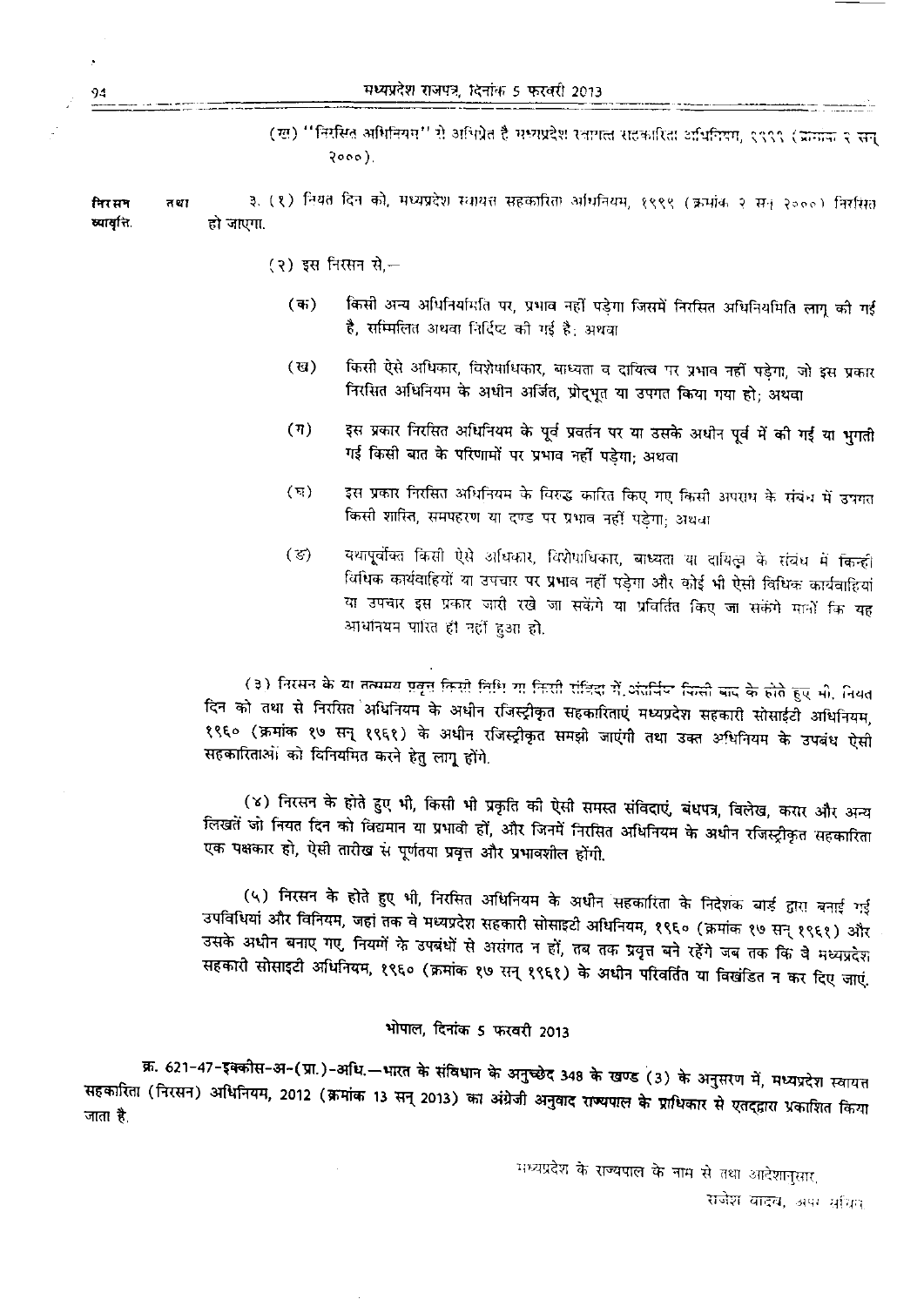(ख) "निरसित अधिनियम" से अभिप्रेत है मध्यप्रदेश स्वायत्त सहकारिता अधिनियम, १९९९ (क्रमांक २ सन् २०००).

**निरसन तथा व्यावृत्ति.** ३. (१) नियत दिन को, मध्यप्रदेश स्वायत्त सहकारिता अधिनियम, १९९९ (क्रमांक २ सन् २०००) निरसित हो जाएगा.

(२) इस निरसन से,—

(क) किसी अन्य अधिनियमिति पर, प्रभाव नहीं पड़ेगा जिसमें निरसित अधिनियमिति लागू की गई है, सम्मिलित अथवा निर्दिष्ट की गई है; अथवा

(ख) किसी ऐसे अधिकार, विशेषाधिकार, बाध्यता व दायित्व पर प्रभाव नहीं पड़ेगा, जो इस प्रकार निरसित अधिनियम के अधीन अर्जित, प्रोद्भूत या उपगत किया गया हो; अथवा

(ग) इस प्रकार निरसित अधिनियम के पूर्व प्रवर्तन पर या उसके अधीन पूर्व में की गई या भुगती गई किसी बात के परिणामों पर प्रभाव नहीं पड़ेगा; अथवा

(घ) इस प्रकार निरसित अधिनियम के विरुद्ध कारित किए गए किसी अपराध के संबंध में उपगत किसी शास्ति, समपहरण या दण्ड पर प्रभाव नहीं पड़ेगा; अथवा

(ङ) यथापूर्वोक्त किसी ऐसे अधिकार, विशेषाधिकार, बाध्यता या दायित्व के संबंध में किन्हीं विधिक कार्यवाहियों या उपचार पर प्रभाव नहीं पड़ेगा और कोई भी ऐसी विधिक कार्यवाहियां या उपचार इस प्रकार जारी रखे जा सकेंगे या प्रवर्तित किए जा सकेंगे मानों कि यह अधिनियम पारित ही नहीं हुआ हो.

(३) निरसन के या तत्समय प्रवृत्त किसी विधि या किसी संविदा में अंतर्विष्ट किसी बात के होते हुए भी, नियत दिन को तथा से निरसित अधिनियम के अधीन रजिस्ट्रीकृत सहकारिताएं मध्यप्रदेश सहकारी सोसाईटी अधिनियम, १९६० (क्रमांक १७ सन् १९६१) के अधीन रजिस्ट्रीकृत समझी जाएंगी तथा उक्त अधिनियम के उपबंध ऐसी सहकारिताओं को विनियमित करने हेतु लागू होंगे.

(४) निरसन के होते हुए भी, किसी भी प्रकृति की ऐसी समस्त संविदाएं, बंधपत्र, विलेख, करार और अन्य लिखतें जो नियत दिन को विद्यमान या प्रभावी हों, और जिनमें निरसित अधिनियम के अधीन रजिस्ट्रीकृत सहकारिता एक पक्षकार हो, ऐसी तारीख से पूर्णतया प्रवृत्त और प्रभावशील होंगी.

(५) निरसन के होते हुए भी, निरसित अधिनियम के अधीन सहकारिता के निदेशक बोर्ड द्वारा बनाई गई उपविधियां और विनियम, जहां तक वे मध्यप्रदेश सहकारी सोसाइटी अधिनियम, १९६० (क्रमांक १७ सन् १९६१) और उसके अधीन बनाए गए, नियमों के उपबंधों से असंगत न हों, तब तक प्रवृत्त बने रहेंगे जब तक कि वे मध्यप्रदेश सहकारी सोसाइटी अधिनियम, १९६० (क्रमांक १७ सन् १९६१) के अधीन परिवर्तित या विखंडित न कर दिए जाएं.

## भोपाल, दिनांक 5 फरवरी 2013

**क्र. 621-47-इक्कीस-अ-(प्रा.)-अधि.**—भारत के संविधान के अनुच्छेद 348 के खण्ड (3) के अनुसरण में, मध्यप्रदेश स्वायत्त सहकारिता (निरसन) अधिनियम, 2012 (क्रमांक 13 सन् 2013) का अंग्रेजी अनुवाद राज्यपाल के प्राधिकार से एतद्द्वारा प्रकाशित किया जाता है.

मध्यप्रदेश के राज्यपाल के नाम से तथा आदेशानुसार,
राजेश यादव, अपर सचिव.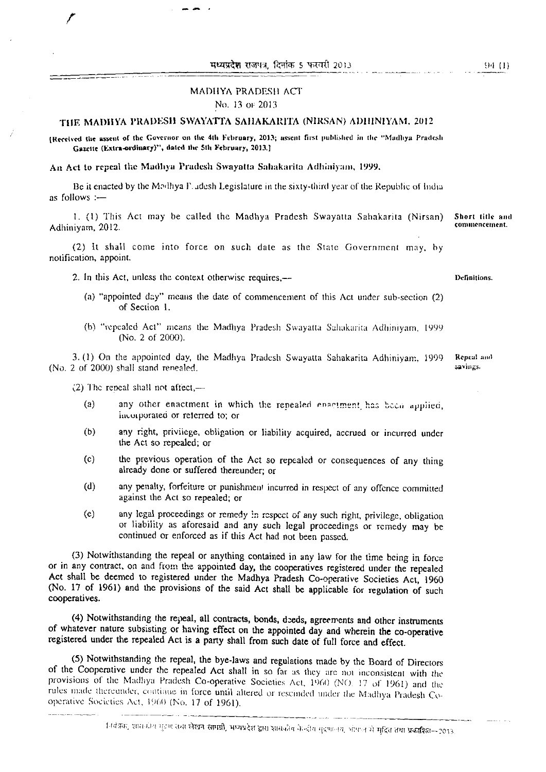MADHYA PRADESH ACT

No. 13 OF 2013

## THE MADHYA PRADESH SWAYATTA SAHAKARITA (NIRSAN) ADHINIYAM, 2012

[Received the assent of the Governor on the 4th February, 2013; assent first published in the "Madhya Pradesh Gazette (Extra-ordinary)", dated the 5th February, 2013.]

An Act to repeal the Madhya Pradesh Swayatta Sahakarita Adhiniyam, 1999.

Be it enacted by the Madhya Pradesh Legislature in the sixty-third year of the Republic of India as follows :—

**Short title and commencement.**

1. (1) This Act may be called the Madhya Pradesh Swayatta Sahakarita (Nirsan) Adhiniyam, 2012.

(2) It shall come into force on such date as the State Government may, by notification, appoint.

**Definitions.**

2. In this Act, unless the context otherwise requires,—

(a) "appointed day" means the date of commencement of this Act under sub-section (2) of Section 1.

(b) "repealed Act" means the Madhya Pradesh Swayatta Sahakarita Adhiniyam, 1999 (No. 2 of 2000).

**Repeal and savings.**

3. (1) On the appointed day, the Madhya Pradesh Swayatta Sahakarita Adhiniyam, 1999 (No. 2 of 2000) shall stand repealed.

(2) The repeal shall not affect,—

(a) any other enactment in which the repealed enactment has been applied, incorporated or referred to; or

(b) any right, privilege, obligation or liability acquired, accrued or incurred under the Act so repealed; or

(c) the previous operation of the Act so repealed or consequences of any thing already done or suffered thereunder; or

(d) any penalty, forfeiture or punishment incurred in respect of any offence committed against the Act so repealed; or

(e) any legal proceedings or remedy in respect of any such right, privilege, obligation or liability as aforesaid and any such legal proceedings or remedy may be continued or enforced as if this Act had not been passed.

(3) Notwithstanding the repeal or anything contained in any law for the time being in force or in any contract, on and from the appointed day, the cooperatives registered under the repealed Act shall be deemed to registered under the Madhya Pradesh Co-operative Societies Act, 1960 (No. 17 of 1961) and the provisions of the said Act shall be applicable for regulation of such cooperatives.

(4) Notwithstanding the repeal, all contracts, bonds, deeds, agreements and other instruments of whatever nature subsisting or having effect on the appointed day and wherein the co-operative registered under the repealed Act is a party shall from such date of full force and effect.

(5) Notwithstanding the repeal, the bye-laws and regulations made by the Board of Directors of the Cooperative under the repealed Act shall in so far as they are not inconsistent with the provisions of the Madhya Pradesh Co-operative Societies Act, 1960 (NO. 17 of 1961) and the rules made thereunder, continue in force until altered or rescinded under the Madhya Pradesh Co-operative Societies Act, 1960 (No. 17 of 1961).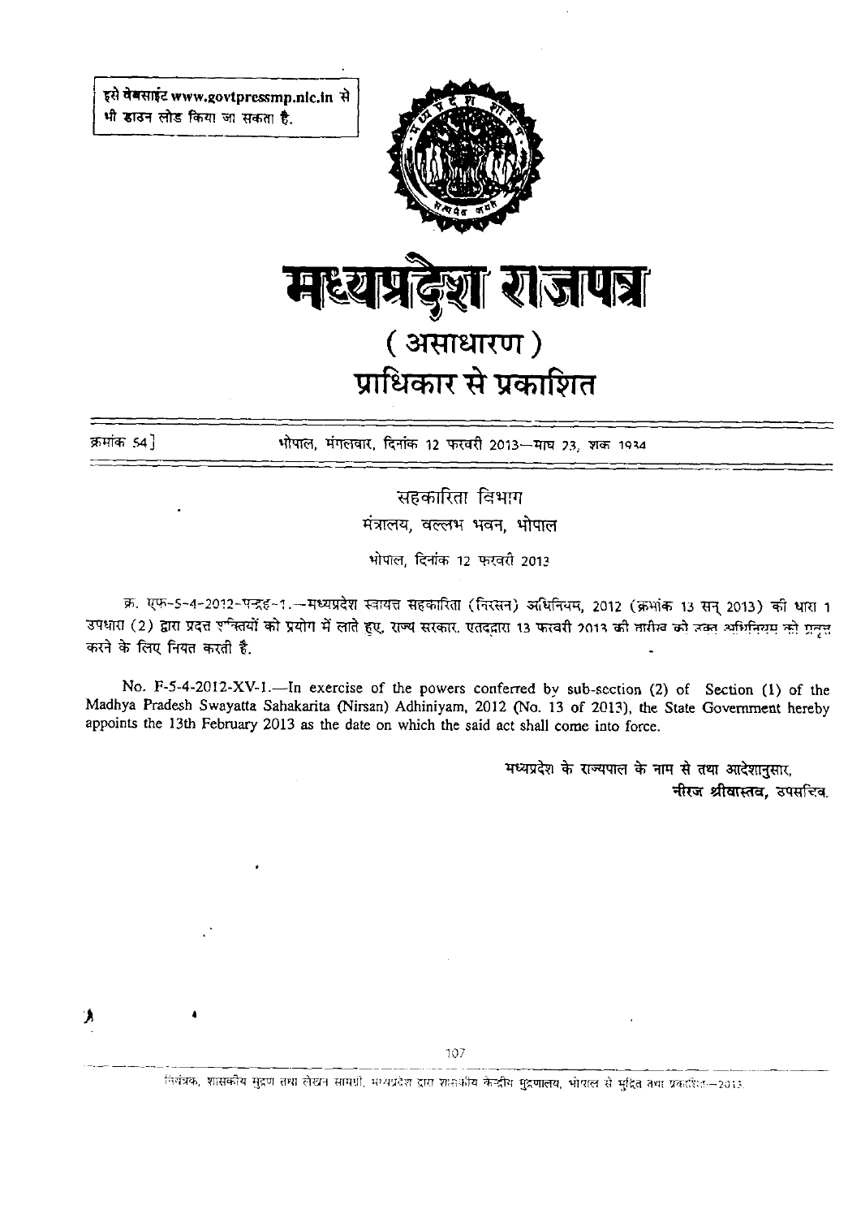इसे वेबसाईट www.govtpressmp.nic.in से भी डाउन लोड किया जा सकता है.

# मध्यप्रदेश राजपत्र

## (असाधारण)

## प्राधिकार से प्रकाशित

क्रमांक 54] भोपाल, मंगलवार, दिनांक 12 फरवरी 2013—माघ 23, शक 1934

### सहकारिता विभाग
मंत्रालय, वल्लभ भवन, भोपाल

भोपाल, दिनांक 12 फरवरी 2013

क्र. एफ-5-4-2012-पन्द्रह-1.—मध्यप्रदेश स्वायत्त सहकारिता (निरसन) अधिनियम, 2012 (क्रमांक 13 सन् 2013) की धारा 1 उपधारा (2) द्वारा प्रदत्त शक्तियों को प्रयोग में लाते हुए, राज्य सरकार, एतद्द्वारा 13 फरवरी 2013 की तारीख को उक्त अधिनियम को प्रवृत्त करने के लिए नियत करती है.

No. F-5-4-2012-XV-1.—In exercise of the powers conferred by sub-section (2) of Section (1) of the Madhya Pradesh Swayatta Sahakarita (Nirsan) Adhiniyam, 2012 (No. 13 of 2013), the State Government hereby appoints the 13th February 2013 as the date on which the said act shall come into force.

मध्यप्रदेश के राज्यपाल के नाम से तथा आदेशानुसार,
**नीरज श्रीवास्तव**, उपसचिव.

नियंत्रक, शासकीय मुद्रण तथा लेखन सामग्री, मध्यप्रदेश द्वारा शासकीय केन्द्रीय मुद्रणालय, भोपाल से मुद्रित तथा प्रकाशित—2013.